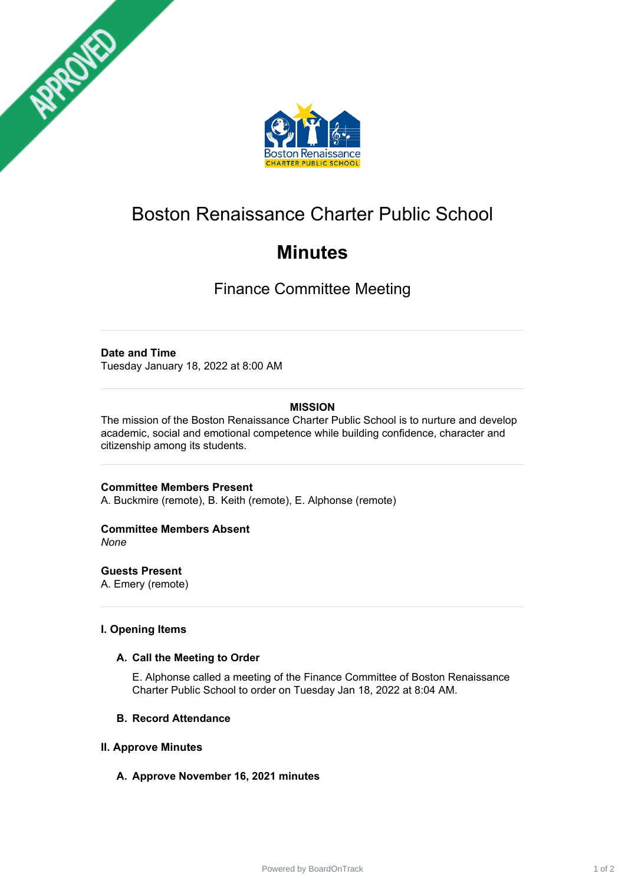APPROVED

# Boston Renaissance Charter Public School

# Minutes

## Finance Committee Meeting

---

**Date and Time**
Tuesday January 18, 2022 at 8:00 AM

---

**MISSION**
The mission of the Boston Renaissance Charter Public School is to nurture and develop academic, social and emotional competence while building confidence, character and citizenship among its students.

---

**Committee Members Present**
A. Buckmire (remote), B. Keith (remote), E. Alphonse (remote)

**Committee Members Absent**
*None*

**Guests Present**
A. Emery (remote)

---

### I. Opening Items

#### A. Call the Meeting to Order

E. Alphonse called a meeting of the Finance Committee of Boston Renaissance Charter Public School to order on Tuesday Jan 18, 2022 at 8:04 AM.

#### B. Record Attendance

### II. Approve Minutes

#### A. Approve November 16, 2021 minutes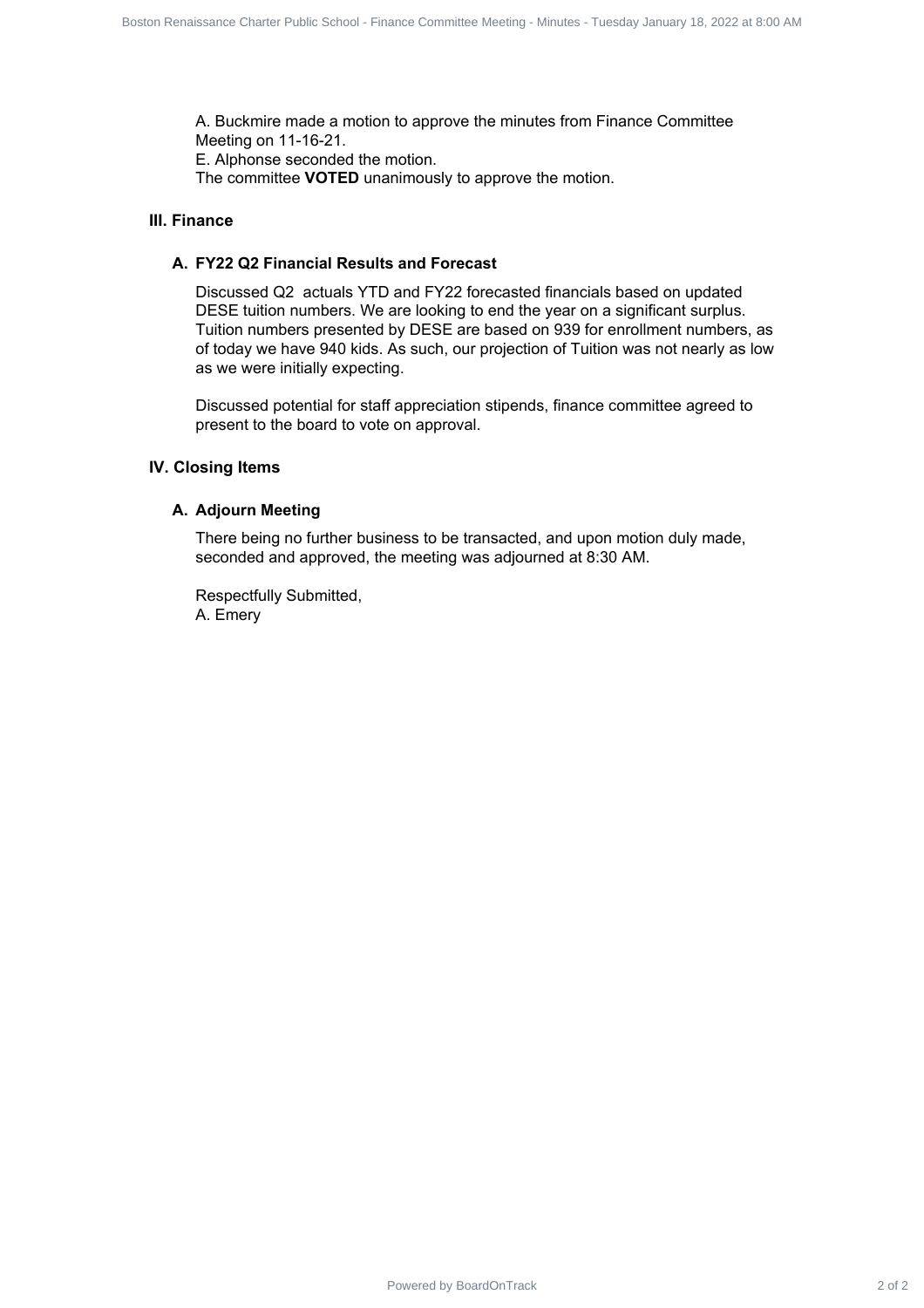A. Buckmire made a motion to approve the minutes from Finance Committee Meeting on 11-16-21.

E. Alphonse seconded the motion.

The committee **VOTED** unanimously to approve the motion.

## III. Finance

### A. FY22 Q2 Financial Results and Forecast

Discussed Q2 actuals YTD and FY22 forecasted financials based on updated DESE tuition numbers. We are looking to end the year on a significant surplus. Tuition numbers presented by DESE are based on 939 for enrollment numbers, as of today we have 940 kids. As such, our projection of Tuition was not nearly as low as we were initially expecting.

Discussed potential for staff appreciation stipends, finance committee agreed to present to the board to vote on approval.

## IV. Closing Items

### A. Adjourn Meeting

There being no further business to be transacted, and upon motion duly made, seconded and approved, the meeting was adjourned at 8:30 AM.

Respectfully Submitted,

A. Emery